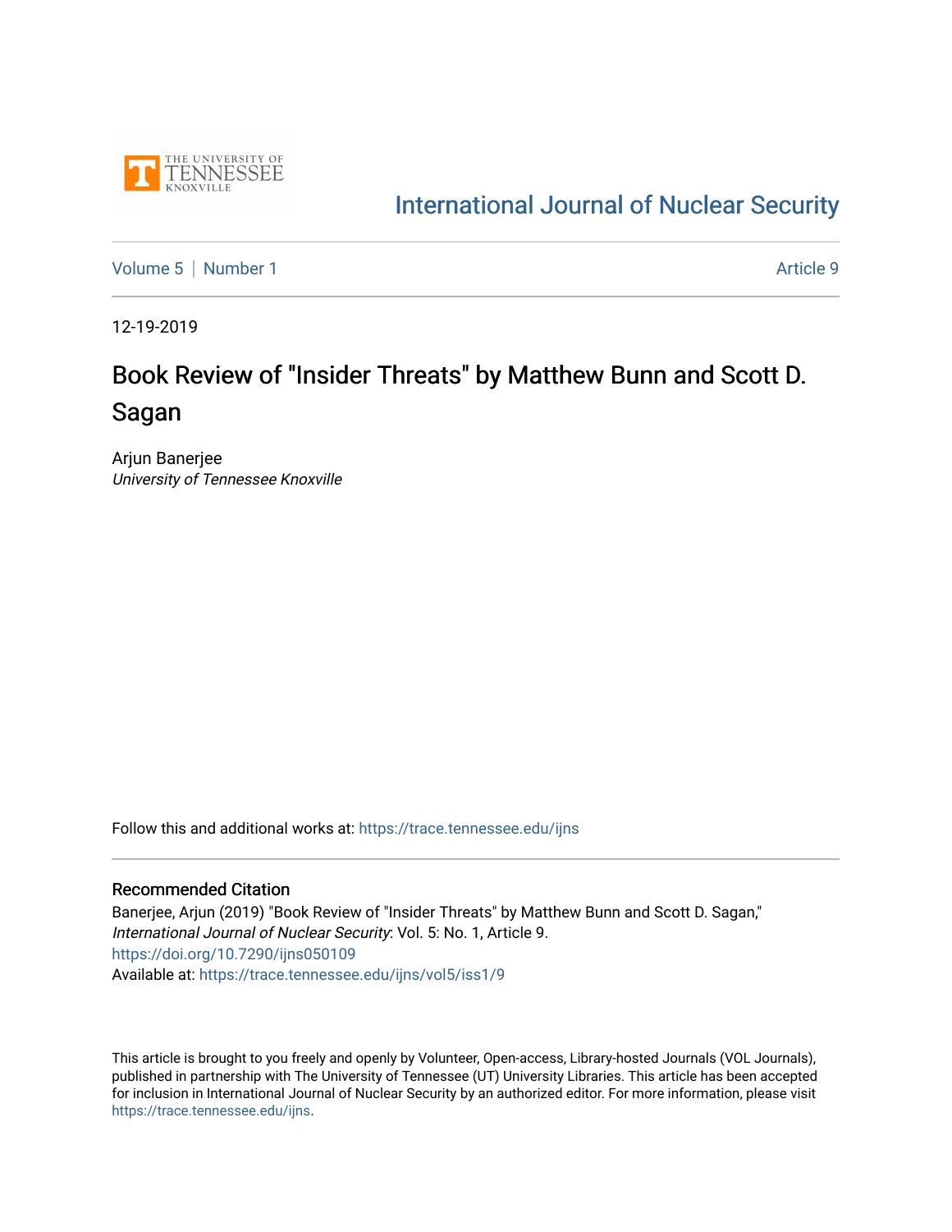International Journal of Nuclear Security

Volume 5 | Number 1 Article 9

12-19-2019

# Book Review of "Insider Threats" by Matthew Bunn and Scott D. Sagan

Arjun Banerjee
*University of Tennessee Knoxville*

Follow this and additional works at: https://trace.tennessee.edu/ijns

## Recommended Citation

Banerjee, Arjun (2019) "Book Review of "Insider Threats" by Matthew Bunn and Scott D. Sagan," *International Journal of Nuclear Security*: Vol. 5: No. 1, Article 9.
https://doi.org/10.7290/ijns050109
Available at: https://trace.tennessee.edu/ijns/vol5/iss1/9

This article is brought to you freely and openly by Volunteer, Open-access, Library-hosted Journals (VOL Journals), published in partnership with The University of Tennessee (UT) University Libraries. This article has been accepted for inclusion in International Journal of Nuclear Security by an authorized editor. For more information, please visit https://trace.tennessee.edu/ijns.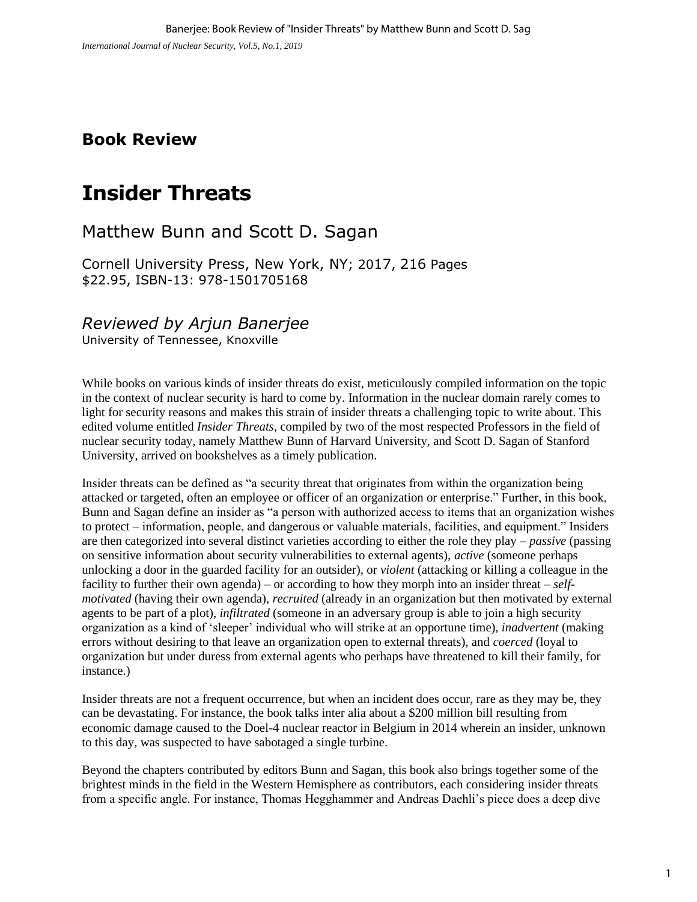## Book Review

# Insider Threats

### Matthew Bunn and Scott D. Sagan

Cornell University Press, New York, NY; 2017, 216 Pages
$22.95, ISBN-13: 978-1501705168

### *Reviewed by Arjun Banerjee*

University of Tennessee, Knoxville

While books on various kinds of insider threats do exist, meticulously compiled information on the topic in the context of nuclear security is hard to come by. Information in the nuclear domain rarely comes to light for security reasons and makes this strain of insider threats a challenging topic to write about. This edited volume entitled *Insider Threats*, compiled by two of the most respected Professors in the field of nuclear security today, namely Matthew Bunn of Harvard University, and Scott D. Sagan of Stanford University, arrived on bookshelves as a timely publication.

Insider threats can be defined as "a security threat that originates from within the organization being attacked or targeted, often an employee or officer of an organization or enterprise." Further, in this book, Bunn and Sagan define an insider as "a person with authorized access to items that an organization wishes to protect – information, people, and dangerous or valuable materials, facilities, and equipment." Insiders are then categorized into several distinct varieties according to either the role they play – *passive* (passing on sensitive information about security vulnerabilities to external agents), *active* (someone perhaps unlocking a door in the guarded facility for an outsider), or *violent* (attacking or killing a colleague in the facility to further their own agenda) – or according to how they morph into an insider threat – *self-motivated* (having their own agenda), *recruited* (already in an organization but then motivated by external agents to be part of a plot), *infiltrated* (someone in an adversary group is able to join a high security organization as a kind of 'sleeper' individual who will strike at an opportune time), *inadvertent* (making errors without desiring to that leave an organization open to external threats), and *coerced* (loyal to organization but under duress from external agents who perhaps have threatened to kill their family, for instance.)

Insider threats are not a frequent occurrence, but when an incident does occur, rare as they may be, they can be devastating. For instance, the book talks inter alia about a $200 million bill resulting from economic damage caused to the Doel-4 nuclear reactor in Belgium in 2014 wherein an insider, unknown to this day, was suspected to have sabotaged a single turbine.

Beyond the chapters contributed by editors Bunn and Sagan, this book also brings together some of the brightest minds in the field in the Western Hemisphere as contributors, each considering insider threats from a specific angle. For instance, Thomas Hegghammer and Andreas Daehli's piece does a deep dive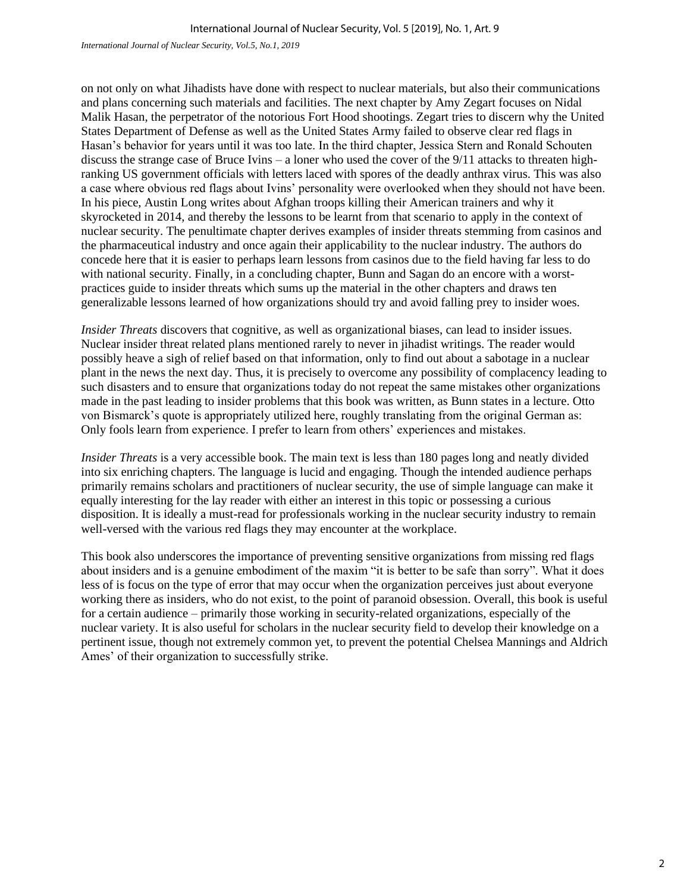on not only on what Jihadists have done with respect to nuclear materials, but also their communications and plans concerning such materials and facilities. The next chapter by Amy Zegart focuses on Nidal Malik Hasan, the perpetrator of the notorious Fort Hood shootings. Zegart tries to discern why the United States Department of Defense as well as the United States Army failed to observe clear red flags in Hasan's behavior for years until it was too late. In the third chapter, Jessica Stern and Ronald Schouten discuss the strange case of Bruce Ivins – a loner who used the cover of the 9/11 attacks to threaten high-ranking US government officials with letters laced with spores of the deadly anthrax virus. This was also a case where obvious red flags about Ivins' personality were overlooked when they should not have been. In his piece, Austin Long writes about Afghan troops killing their American trainers and why it skyrocketed in 2014, and thereby the lessons to be learnt from that scenario to apply in the context of nuclear security. The penultimate chapter derives examples of insider threats stemming from casinos and the pharmaceutical industry and once again their applicability to the nuclear industry. The authors do concede here that it is easier to perhaps learn lessons from casinos due to the field having far less to do with national security. Finally, in a concluding chapter, Bunn and Sagan do an encore with a worst-practices guide to insider threats which sums up the material in the other chapters and draws ten generalizable lessons learned of how organizations should try and avoid falling prey to insider woes.

*Insider Threats* discovers that cognitive, as well as organizational biases, can lead to insider issues. Nuclear insider threat related plans mentioned rarely to never in jihadist writings. The reader would possibly heave a sigh of relief based on that information, only to find out about a sabotage in a nuclear plant in the news the next day. Thus, it is precisely to overcome any possibility of complacency leading to such disasters and to ensure that organizations today do not repeat the same mistakes other organizations made in the past leading to insider problems that this book was written, as Bunn states in a lecture. Otto von Bismarck's quote is appropriately utilized here, roughly translating from the original German as: Only fools learn from experience. I prefer to learn from others' experiences and mistakes.

*Insider Threats* is a very accessible book. The main text is less than 180 pages long and neatly divided into six enriching chapters. The language is lucid and engaging. Though the intended audience perhaps primarily remains scholars and practitioners of nuclear security, the use of simple language can make it equally interesting for the lay reader with either an interest in this topic or possessing a curious disposition. It is ideally a must-read for professionals working in the nuclear security industry to remain well-versed with the various red flags they may encounter at the workplace.

This book also underscores the importance of preventing sensitive organizations from missing red flags about insiders and is a genuine embodiment of the maxim "it is better to be safe than sorry". What it does less of is focus on the type of error that may occur when the organization perceives just about everyone working there as insiders, who do not exist, to the point of paranoid obsession. Overall, this book is useful for a certain audience – primarily those working in security-related organizations, especially of the nuclear variety. It is also useful for scholars in the nuclear security field to develop their knowledge on a pertinent issue, though not extremely common yet, to prevent the potential Chelsea Mannings and Aldrich Ames' of their organization to successfully strike.